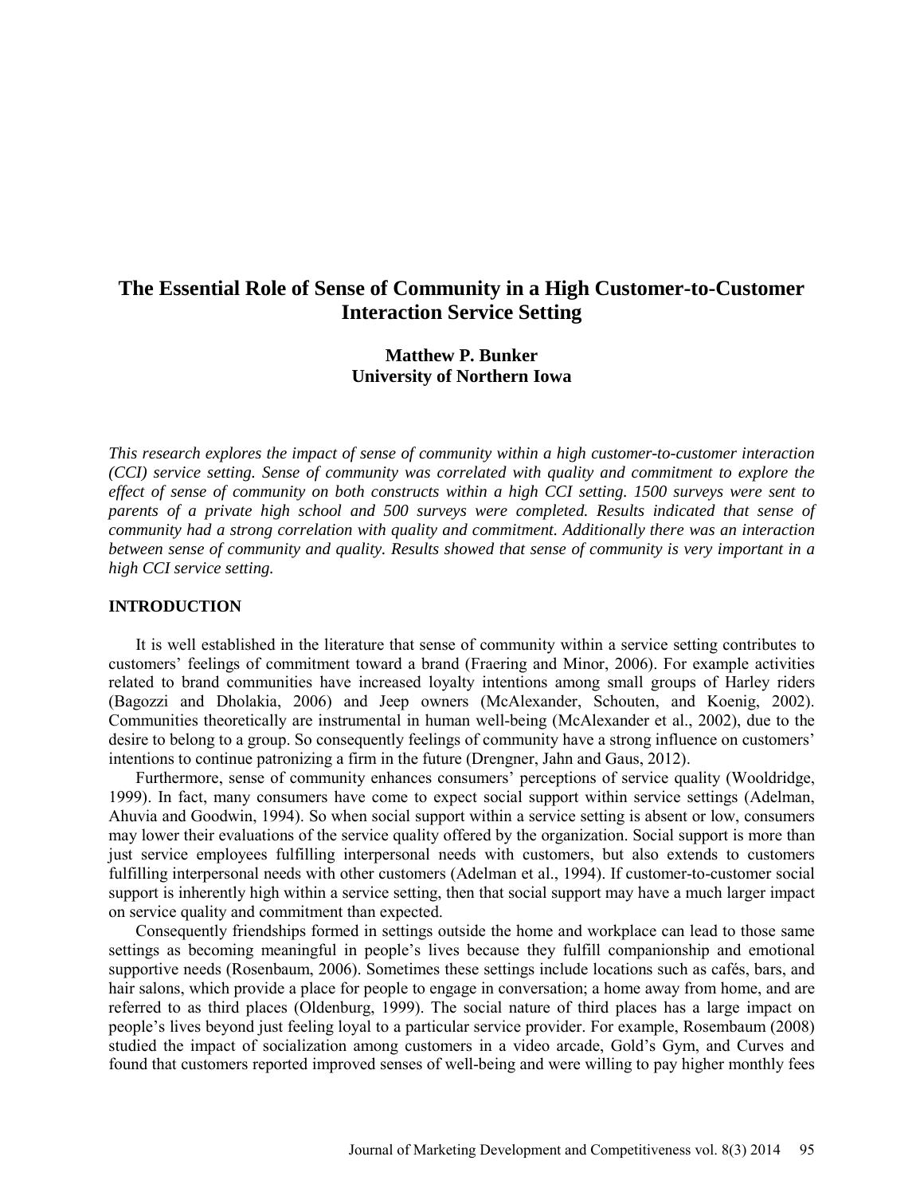# The Essential Role of Sense of Community in a High Customer-to-Customer Interaction Service Setting

**Matthew P. Bunker**
**University of Northern Iowa**

*This research explores the impact of sense of community within a high customer-to-customer interaction (CCI) service setting. Sense of community was correlated with quality and commitment to explore the effect of sense of community on both constructs within a high CCI setting. 1500 surveys were sent to parents of a private high school and 500 surveys were completed. Results indicated that sense of community had a strong correlation with quality and commitment. Additionally there was an interaction between sense of community and quality. Results showed that sense of community is very important in a high CCI service setting.*

## INTRODUCTION

It is well established in the literature that sense of community within a service setting contributes to customers' feelings of commitment toward a brand (Fraering and Minor, 2006). For example activities related to brand communities have increased loyalty intentions among small groups of Harley riders (Bagozzi and Dholakia, 2006) and Jeep owners (McAlexander, Schouten, and Koenig, 2002). Communities theoretically are instrumental in human well-being (McAlexander et al., 2002), due to the desire to belong to a group. So consequently feelings of community have a strong influence on customers' intentions to continue patronizing a firm in the future (Drengner, Jahn and Gaus, 2012).

Furthermore, sense of community enhances consumers' perceptions of service quality (Wooldridge, 1999). In fact, many consumers have come to expect social support within service settings (Adelman, Ahuvia and Goodwin, 1994). So when social support within a service setting is absent or low, consumers may lower their evaluations of the service quality offered by the organization. Social support is more than just service employees fulfilling interpersonal needs with customers, but also extends to customers fulfilling interpersonal needs with other customers (Adelman et al., 1994). If customer-to-customer social support is inherently high within a service setting, then that social support may have a much larger impact on service quality and commitment than expected.

Consequently friendships formed in settings outside the home and workplace can lead to those same settings as becoming meaningful in people's lives because they fulfill companionship and emotional supportive needs (Rosenbaum, 2006). Sometimes these settings include locations such as cafés, bars, and hair salons, which provide a place for people to engage in conversation; a home away from home, and are referred to as third places (Oldenburg, 1999). The social nature of third places has a large impact on people's lives beyond just feeling loyal to a particular service provider. For example, Rosembaum (2008) studied the impact of socialization among customers in a video arcade, Gold's Gym, and Curves and found that customers reported improved senses of well-being and were willing to pay higher monthly fees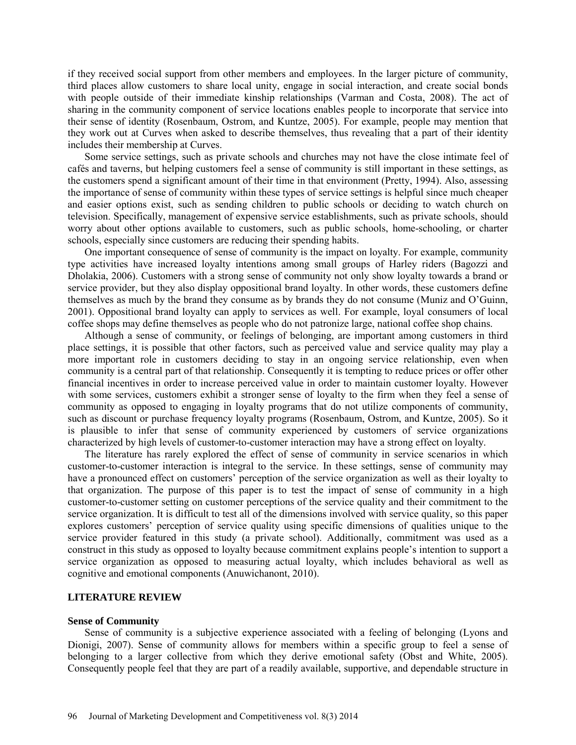if they received social support from other members and employees. In the larger picture of community, third places allow customers to share local unity, engage in social interaction, and create social bonds with people outside of their immediate kinship relationships (Varman and Costa, 2008). The act of sharing in the community component of service locations enables people to incorporate that service into their sense of identity (Rosenbaum, Ostrom, and Kuntze, 2005). For example, people may mention that they work out at Curves when asked to describe themselves, thus revealing that a part of their identity includes their membership at Curves.

Some service settings, such as private schools and churches may not have the close intimate feel of cafés and taverns, but helping customers feel a sense of community is still important in these settings, as the customers spend a significant amount of their time in that environment (Pretty, 1994). Also, assessing the importance of sense of community within these types of service settings is helpful since much cheaper and easier options exist, such as sending children to public schools or deciding to watch church on television. Specifically, management of expensive service establishments, such as private schools, should worry about other options available to customers, such as public schools, home-schooling, or charter schools, especially since customers are reducing their spending habits.

One important consequence of sense of community is the impact on loyalty. For example, community type activities have increased loyalty intentions among small groups of Harley riders (Bagozzi and Dholakia, 2006). Customers with a strong sense of community not only show loyalty towards a brand or service provider, but they also display oppositional brand loyalty. In other words, these customers define themselves as much by the brand they consume as by brands they do not consume (Muniz and O'Guinn, 2001). Oppositional brand loyalty can apply to services as well. For example, loyal consumers of local coffee shops may define themselves as people who do not patronize large, national coffee shop chains.

Although a sense of community, or feelings of belonging, are important among customers in third place settings, it is possible that other factors, such as perceived value and service quality may play a more important role in customers deciding to stay in an ongoing service relationship, even when community is a central part of that relationship. Consequently it is tempting to reduce prices or offer other financial incentives in order to increase perceived value in order to maintain customer loyalty. However with some services, customers exhibit a stronger sense of loyalty to the firm when they feel a sense of community as opposed to engaging in loyalty programs that do not utilize components of community, such as discount or purchase frequency loyalty programs (Rosenbaum, Ostrom, and Kuntze, 2005). So it is plausible to infer that sense of community experienced by customers of service organizations characterized by high levels of customer-to-customer interaction may have a strong effect on loyalty.

The literature has rarely explored the effect of sense of community in service scenarios in which customer-to-customer interaction is integral to the service. In these settings, sense of community may have a pronounced effect on customers' perception of the service organization as well as their loyalty to that organization. The purpose of this paper is to test the impact of sense of community in a high customer-to-customer setting on customer perceptions of the service quality and their commitment to the service organization. It is difficult to test all of the dimensions involved with service quality, so this paper explores customers' perception of service quality using specific dimensions of qualities unique to the service provider featured in this study (a private school). Additionally, commitment was used as a construct in this study as opposed to loyalty because commitment explains people's intention to support a service organization as opposed to measuring actual loyalty, which includes behavioral as well as cognitive and emotional components (Anuwichanont, 2010).

## LITERATURE REVIEW

### Sense of Community

Sense of community is a subjective experience associated with a feeling of belonging (Lyons and Dionigi, 2007). Sense of community allows for members within a specific group to feel a sense of belonging to a larger collective from which they derive emotional safety (Obst and White, 2005). Consequently people feel that they are part of a readily available, supportive, and dependable structure in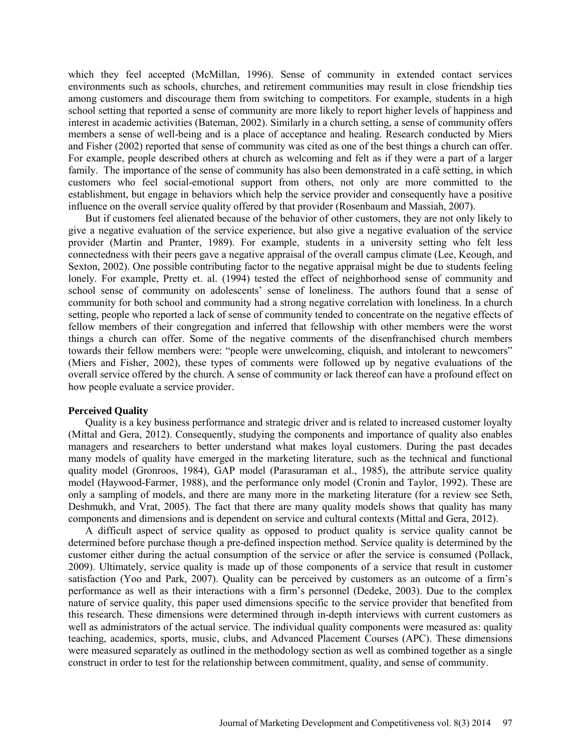which they feel accepted (McMillan, 1996). Sense of community in extended contact services environments such as schools, churches, and retirement communities may result in close friendship ties among customers and discourage them from switching to competitors. For example, students in a high school setting that reported a sense of community are more likely to report higher levels of happiness and interest in academic activities (Bateman, 2002). Similarly in a church setting, a sense of community offers members a sense of well-being and is a place of acceptance and healing. Research conducted by Miers and Fisher (2002) reported that sense of community was cited as one of the best things a church can offer. For example, people described others at church as welcoming and felt as if they were a part of a larger family. The importance of the sense of community has also been demonstrated in a café setting, in which customers who feel social-emotional support from others, not only are more committed to the establishment, but engage in behaviors which help the service provider and consequently have a positive influence on the overall service quality offered by that provider (Rosenbaum and Massiah, 2007).

But if customers feel alienated because of the behavior of other customers, they are not only likely to give a negative evaluation of the service experience, but also give a negative evaluation of the service provider (Martin and Pranter, 1989). For example, students in a university setting who felt less connectedness with their peers gave a negative appraisal of the overall campus climate (Lee, Keough, and Sexton, 2002). One possible contributing factor to the negative appraisal might be due to students feeling lonely. For example, Pretty et. al. (1994) tested the effect of neighborhood sense of community and school sense of community on adolescents' sense of loneliness. The authors found that a sense of community for both school and community had a strong negative correlation with loneliness. In a church setting, people who reported a lack of sense of community tended to concentrate on the negative effects of fellow members of their congregation and inferred that fellowship with other members were the worst things a church can offer. Some of the negative comments of the disenfranchised church members towards their fellow members were: "people were unwelcoming, cliquish, and intolerant to newcomers" (Miers and Fisher, 2002), these types of comments were followed up by negative evaluations of the overall service offered by the church. A sense of community or lack thereof can have a profound effect on how people evaluate a service provider.

**Perceived Quality**

Quality is a key business performance and strategic driver and is related to increased customer loyalty (Mittal and Gera, 2012). Consequently, studying the components and importance of quality also enables managers and researchers to better understand what makes loyal customers. During the past decades many models of quality have emerged in the marketing literature, such as the technical and functional quality model (Gronroos, 1984), GAP model (Parasuraman et al., 1985), the attribute service quality model (Haywood-Farmer, 1988), and the performance only model (Cronin and Taylor, 1992). These are only a sampling of models, and there are many more in the marketing literature (for a review see Seth, Deshmukh, and Vrat, 2005). The fact that there are many quality models shows that quality has many components and dimensions and is dependent on service and cultural contexts (Mittal and Gera, 2012).

A difficult aspect of service quality as opposed to product quality is service quality cannot be determined before purchase though a pre-defined inspection method. Service quality is determined by the customer either during the actual consumption of the service or after the service is consumed (Pollack, 2009). Ultimately, service quality is made up of those components of a service that result in customer satisfaction (Yoo and Park, 2007). Quality can be perceived by customers as an outcome of a firm's performance as well as their interactions with a firm's personnel (Dedeke, 2003). Due to the complex nature of service quality, this paper used dimensions specific to the service provider that benefited from this research. These dimensions were determined through in-depth interviews with current customers as well as administrators of the actual service. The individual quality components were measured as: quality teaching, academics, sports, music, clubs, and Advanced Placement Courses (APC). These dimensions were measured separately as outlined in the methodology section as well as combined together as a single construct in order to test for the relationship between commitment, quality, and sense of community.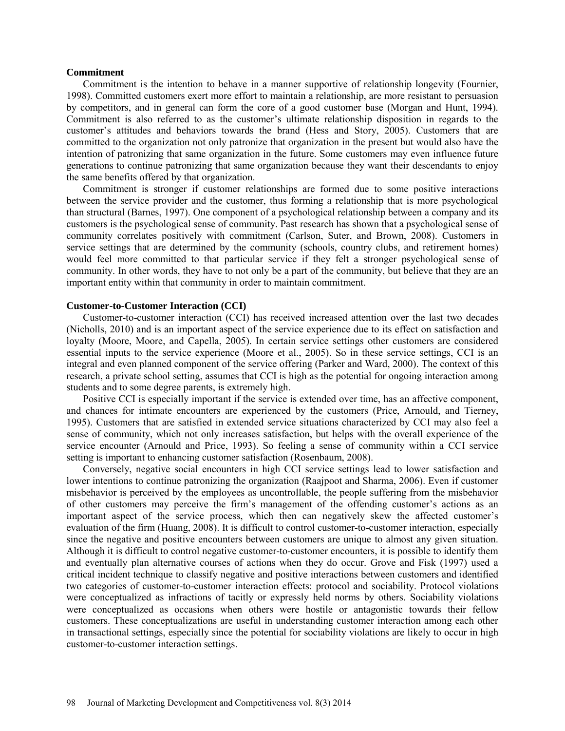**Commitment**

Commitment is the intention to behave in a manner supportive of relationship longevity (Fournier, 1998). Committed customers exert more effort to maintain a relationship, are more resistant to persuasion by competitors, and in general can form the core of a good customer base (Morgan and Hunt, 1994). Commitment is also referred to as the customer's ultimate relationship disposition in regards to the customer's attitudes and behaviors towards the brand (Hess and Story, 2005). Customers that are committed to the organization not only patronize that organization in the present but would also have the intention of patronizing that same organization in the future. Some customers may even influence future generations to continue patronizing that same organization because they want their descendants to enjoy the same benefits offered by that organization.

Commitment is stronger if customer relationships are formed due to some positive interactions between the service provider and the customer, thus forming a relationship that is more psychological than structural (Barnes, 1997). One component of a psychological relationship between a company and its customers is the psychological sense of community. Past research has shown that a psychological sense of community correlates positively with commitment (Carlson, Suter, and Brown, 2008). Customers in service settings that are determined by the community (schools, country clubs, and retirement homes) would feel more committed to that particular service if they felt a stronger psychological sense of community. In other words, they have to not only be a part of the community, but believe that they are an important entity within that community in order to maintain commitment.

**Customer-to-Customer Interaction (CCI)**

Customer-to-customer interaction (CCI) has received increased attention over the last two decades (Nicholls, 2010) and is an important aspect of the service experience due to its effect on satisfaction and loyalty (Moore, Moore, and Capella, 2005). In certain service settings other customers are considered essential inputs to the service experience (Moore et al., 2005). So in these service settings, CCI is an integral and even planned component of the service offering (Parker and Ward, 2000). The context of this research, a private school setting, assumes that CCI is high as the potential for ongoing interaction among students and to some degree parents, is extremely high.

Positive CCI is especially important if the service is extended over time, has an affective component, and chances for intimate encounters are experienced by the customers (Price, Arnould, and Tierney, 1995). Customers that are satisfied in extended service situations characterized by CCI may also feel a sense of community, which not only increases satisfaction, but helps with the overall experience of the service encounter (Arnould and Price, 1993). So feeling a sense of community within a CCI service setting is important to enhancing customer satisfaction (Rosenbaum, 2008).

Conversely, negative social encounters in high CCI service settings lead to lower satisfaction and lower intentions to continue patronizing the organization (Raajpoot and Sharma, 2006). Even if customer misbehavior is perceived by the employees as uncontrollable, the people suffering from the misbehavior of other customers may perceive the firm's management of the offending customer's actions as an important aspect of the service process, which then can negatively skew the affected customer's evaluation of the firm (Huang, 2008). It is difficult to control customer-to-customer interaction, especially since the negative and positive encounters between customers are unique to almost any given situation. Although it is difficult to control negative customer-to-customer encounters, it is possible to identify them and eventually plan alternative courses of actions when they do occur. Grove and Fisk (1997) used a critical incident technique to classify negative and positive interactions between customers and identified two categories of customer-to-customer interaction effects: protocol and sociability. Protocol violations were conceptualized as infractions of tacitly or expressly held norms by others. Sociability violations were conceptualized as occasions when others were hostile or antagonistic towards their fellow customers. These conceptualizations are useful in understanding customer interaction among each other in transactional settings, especially since the potential for sociability violations are likely to occur in high customer-to-customer interaction settings.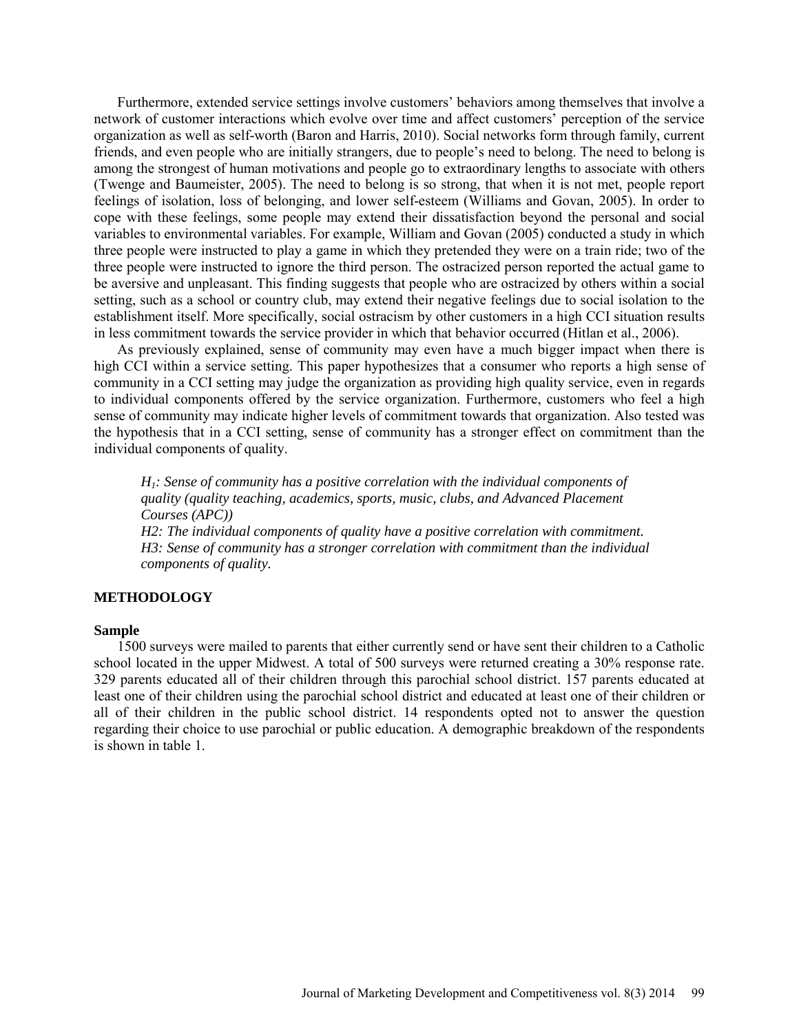Furthermore, extended service settings involve customers' behaviors among themselves that involve a network of customer interactions which evolve over time and affect customers' perception of the service organization as well as self-worth (Baron and Harris, 2010). Social networks form through family, current friends, and even people who are initially strangers, due to people's need to belong. The need to belong is among the strongest of human motivations and people go to extraordinary lengths to associate with others (Twenge and Baumeister, 2005). The need to belong is so strong, that when it is not met, people report feelings of isolation, loss of belonging, and lower self-esteem (Williams and Govan, 2005). In order to cope with these feelings, some people may extend their dissatisfaction beyond the personal and social variables to environmental variables. For example, William and Govan (2005) conducted a study in which three people were instructed to play a game in which they pretended they were on a train ride; two of the three people were instructed to ignore the third person. The ostracized person reported the actual game to be aversive and unpleasant. This finding suggests that people who are ostracized by others within a social setting, such as a school or country club, may extend their negative feelings due to social isolation to the establishment itself. More specifically, social ostracism by other customers in a high CCI situation results in less commitment towards the service provider in which that behavior occurred (Hitlan et al., 2006).

As previously explained, sense of community may even have a much bigger impact when there is high CCI within a service setting. This paper hypothesizes that a consumer who reports a high sense of community in a CCI setting may judge the organization as providing high quality service, even in regards to individual components offered by the service organization. Furthermore, customers who feel a high sense of community may indicate higher levels of commitment towards that organization. Also tested was the hypothesis that in a CCI setting, sense of community has a stronger effect on commitment than the individual components of quality.

> *$H_1$: Sense of community has a positive correlation with the individual components of quality (quality teaching, academics, sports, music, clubs, and Advanced Placement Courses (APC))*
>
> *H2: The individual components of quality have a positive correlation with commitment.*
>
> *H3: Sense of community has a stronger correlation with commitment than the individual components of quality.*

## METHODOLOGY

### Sample

1500 surveys were mailed to parents that either currently send or have sent their children to a Catholic school located in the upper Midwest. A total of 500 surveys were returned creating a 30% response rate. 329 parents educated all of their children through this parochial school district. 157 parents educated at least one of their children using the parochial school district and educated at least one of their children or all of their children in the public school district. 14 respondents opted not to answer the question regarding their choice to use parochial or public education. A demographic breakdown of the respondents is shown in table 1.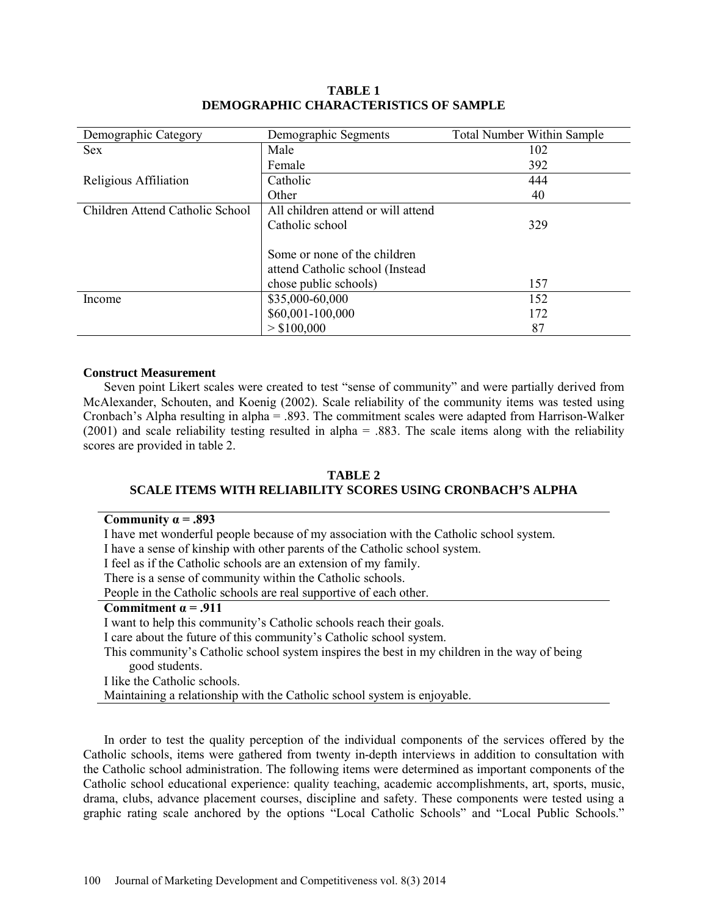**TABLE 1**
**DEMOGRAPHIC CHARACTERISTICS OF SAMPLE**

| Demographic Category | Demographic Segments | Total Number Within Sample |
|---|---|---|
| Sex | Male | 102 |
| | Female | 392 |
| Religious Affiliation | Catholic | 444 |
| | Other | 40 |
| Children Attend Catholic School | All children attend or will attend Catholic school | 329 |
| | Some or none of the children attend Catholic school (Instead chose public schools) | 157 |
| Income | $35,000-60,000 | 152 |
| | $60,001-100,000 | 172 |
| | > $100,000 | 87 |

**Construct Measurement**

Seven point Likert scales were created to test "sense of community" and were partially derived from McAlexander, Schouten, and Koenig (2002). Scale reliability of the community items was tested using Cronbach's Alpha resulting in alpha = .893. The commitment scales were adapted from Harrison-Walker (2001) and scale reliability testing resulted in alpha = .883. The scale items along with the reliability scores are provided in table 2.

**TABLE 2**
**SCALE ITEMS WITH RELIABILITY SCORES USING CRONBACH'S ALPHA**

| **Community α = .893** |
|---|
| I have met wonderful people because of my association with the Catholic school system. |
| I have a sense of kinship with other parents of the Catholic school system. |
| I feel as if the Catholic schools are an extension of my family. |
| There is a sense of community within the Catholic schools. |
| People in the Catholic schools are real supportive of each other. |
| **Commitment α = .911** |
| I want to help this community's Catholic schools reach their goals. |
| I care about the future of this community's Catholic school system. |
| This community's Catholic school system inspires the best in my children in the way of being good students. |
| I like the Catholic schools. |
| Maintaining a relationship with the Catholic school system is enjoyable. |

In order to test the quality perception of the individual components of the services offered by the Catholic schools, items were gathered from twenty in-depth interviews in addition to consultation with the Catholic school administration. The following items were determined as important components of the Catholic school educational experience: quality teaching, academic accomplishments, art, sports, music, drama, clubs, advance placement courses, discipline and safety. These components were tested using a graphic rating scale anchored by the options "Local Catholic Schools" and "Local Public Schools."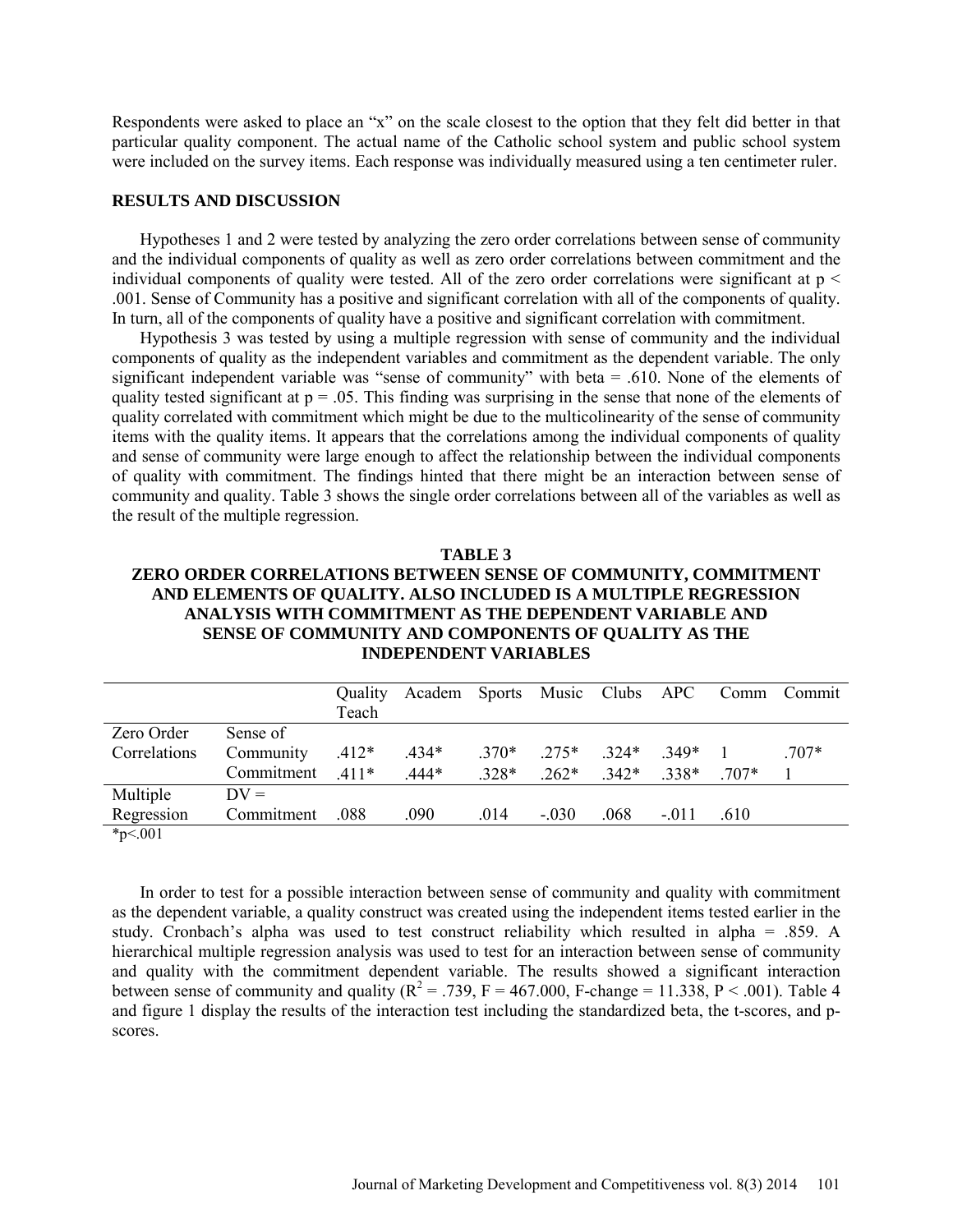Respondents were asked to place an "x" on the scale closest to the option that they felt did better in that particular quality component. The actual name of the Catholic school system and public school system were included on the survey items. Each response was individually measured using a ten centimeter ruler.

## RESULTS AND DISCUSSION

Hypotheses 1 and 2 were tested by analyzing the zero order correlations between sense of community and the individual components of quality as well as zero order correlations between commitment and the individual components of quality were tested. All of the zero order correlations were significant at $p < .001$. Sense of Community has a positive and significant correlation with all of the components of quality. In turn, all of the components of quality have a positive and significant correlation with commitment.

Hypothesis 3 was tested by using a multiple regression with sense of community and the individual components of quality as the independent variables and commitment as the dependent variable. The only significant independent variable was "sense of community" with beta = .610. None of the elements of quality tested significant at $p = .05$. This finding was surprising in the sense that none of the elements of quality correlated with commitment which might be due to the multicolinearity of the sense of community items with the quality items. It appears that the correlations among the individual components of quality and sense of community were large enough to affect the relationship between the individual components of quality with commitment. The findings hinted that there might be an interaction between sense of community and quality. Table 3 shows the single order correlations between all of the variables as well as the result of the multiple regression.

**TABLE 3**
**ZERO ORDER CORRELATIONS BETWEEN SENSE OF COMMUNITY, COMMITMENT AND ELEMENTS OF QUALITY. ALSO INCLUDED IS A MULTIPLE REGRESSION ANALYSIS WITH COMMITMENT AS THE DEPENDENT VARIABLE AND SENSE OF COMMUNITY AND COMPONENTS OF QUALITY AS THE INDEPENDENT VARIABLES**

| | | Quality Teach | Academ | Sports | Music | Clubs | APC | Comm | Commit |
|---|---|---|---|---|---|---|---|---|---|
| Zero Order Correlations | Sense of Community | .412* | .434* | .370* | .275* | .324* | .349* | 1 | .707* |
| | Commitment | .411* | .444* | .328* | .262* | .342* | .338* | .707* | 1 |
| Multiple Regression | DV = Commitment | .088 | .090 | .014 | -.030 | .068 | -.011 | .610 | |

*p<.001

In order to test for a possible interaction between sense of community and quality with commitment as the dependent variable, a quality construct was created using the independent items tested earlier in the study. Cronbach's alpha was used to test construct reliability which resulted in alpha = .859. A hierarchical multiple regression analysis was used to test for an interaction between sense of community and quality with the commitment dependent variable. The results showed a significant interaction between sense of community and quality ($R^2 = .739$, $F = 467.000$, F-change = 11.338, $P < .001$). Table 4 and figure 1 display the results of the interaction test including the standardized beta, the t-scores, and p-scores.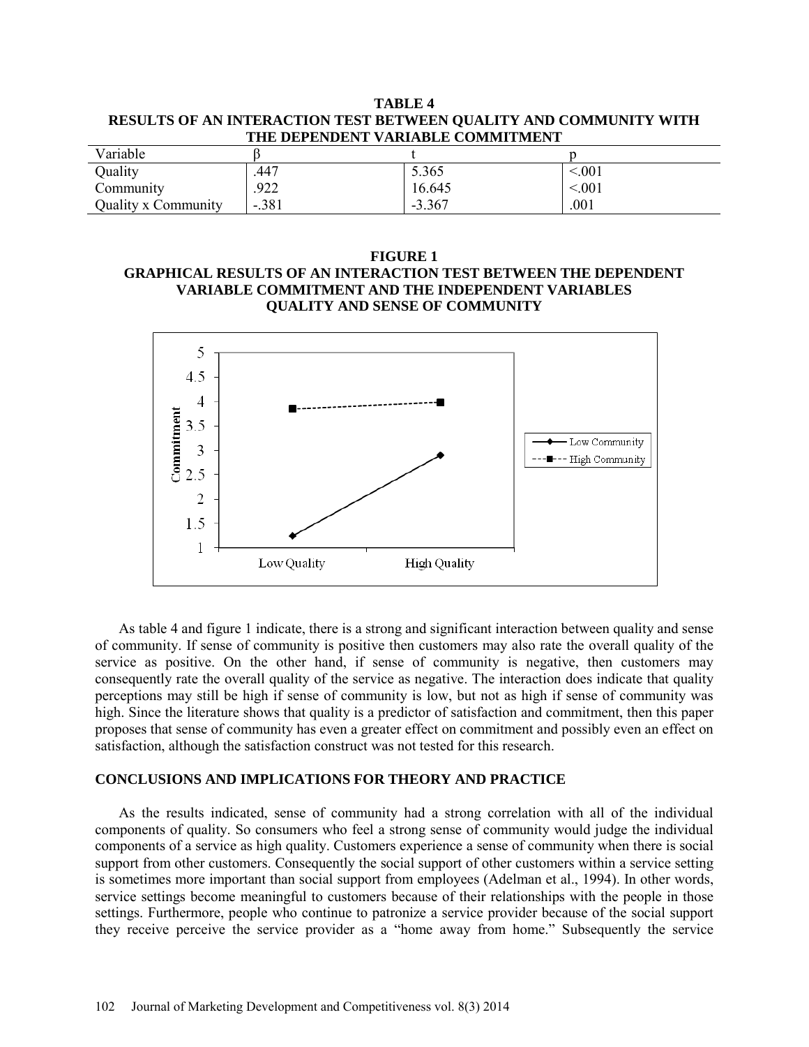**TABLE 4**
**RESULTS OF AN INTERACTION TEST BETWEEN QUALITY AND COMMUNITY WITH THE DEPENDENT VARIABLE COMMITMENT**

| Variable | β | t | p |
|---|---|---|---|
| Quality | .447 | 5.365 | <.001 |
| Community | .922 | 16.645 | <.001 |
| Quality x Community | -.381 | -3.367 | .001 |

**FIGURE 1**
**GRAPHICAL RESULTS OF AN INTERACTION TEST BETWEEN THE DEPENDENT VARIABLE COMMITMENT AND THE INDEPENDENT VARIABLES QUALITY AND SENSE OF COMMUNITY**

As table 4 and figure 1 indicate, there is a strong and significant interaction between quality and sense of community. If sense of community is positive then customers may also rate the overall quality of the service as positive. On the other hand, if sense of community is negative, then customers may consequently rate the overall quality of the service as negative. The interaction does indicate that quality perceptions may still be high if sense of community is low, but not as high if sense of community was high. Since the literature shows that quality is a predictor of satisfaction and commitment, then this paper proposes that sense of community has even a greater effect on commitment and possibly even an effect on satisfaction, although the satisfaction construct was not tested for this research.

## CONCLUSIONS AND IMPLICATIONS FOR THEORY AND PRACTICE

As the results indicated, sense of community had a strong correlation with all of the individual components of quality. So consumers who feel a strong sense of community would judge the individual components of a service as high quality. Customers experience a sense of community when there is social support from other customers. Consequently the social support of other customers within a service setting is sometimes more important than social support from employees (Adelman et al., 1994). In other words, service settings become meaningful to customers because of their relationships with the people in those settings. Furthermore, people who continue to patronize a service provider because of the social support they receive perceive the service provider as a "home away from home." Subsequently the service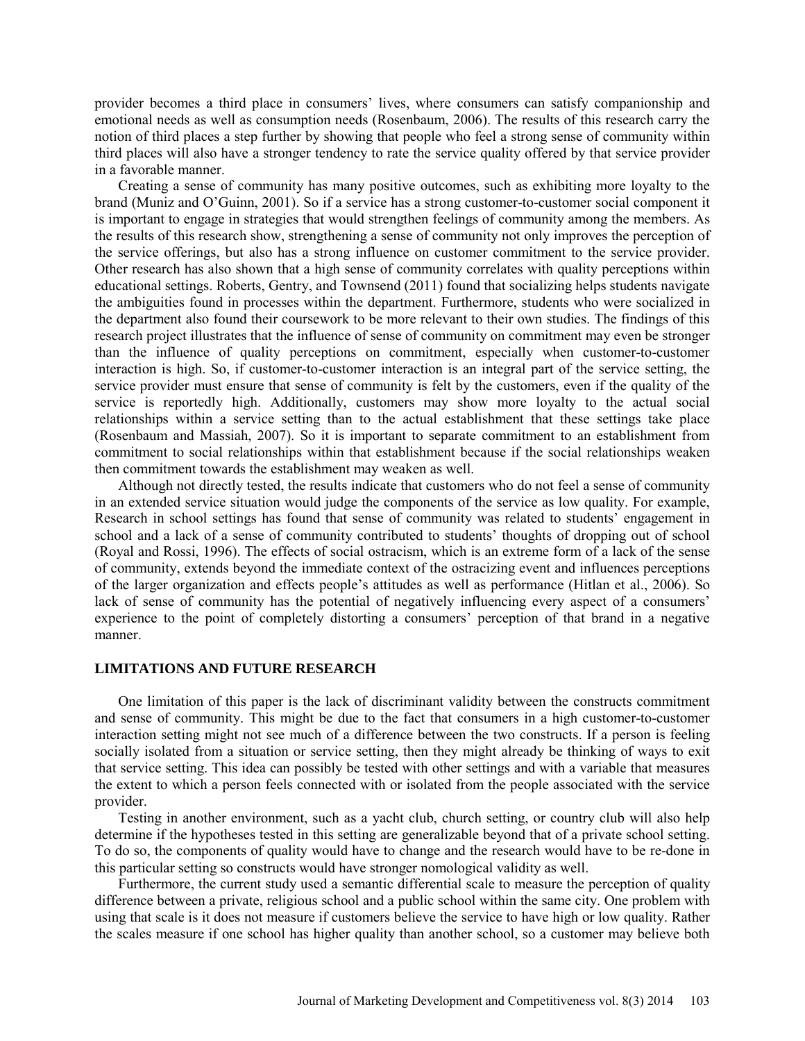provider becomes a third place in consumers' lives, where consumers can satisfy companionship and emotional needs as well as consumption needs (Rosenbaum, 2006). The results of this research carry the notion of third places a step further by showing that people who feel a strong sense of community within third places will also have a stronger tendency to rate the service quality offered by that service provider in a favorable manner.

Creating a sense of community has many positive outcomes, such as exhibiting more loyalty to the brand (Muniz and O'Guinn, 2001). So if a service has a strong customer-to-customer social component it is important to engage in strategies that would strengthen feelings of community among the members. As the results of this research show, strengthening a sense of community not only improves the perception of the service offerings, but also has a strong influence on customer commitment to the service provider. Other research has also shown that a high sense of community correlates with quality perceptions within educational settings. Roberts, Gentry, and Townsend (2011) found that socializing helps students navigate the ambiguities found in processes within the department. Furthermore, students who were socialized in the department also found their coursework to be more relevant to their own studies. The findings of this research project illustrates that the influence of sense of community on commitment may even be stronger than the influence of quality perceptions on commitment, especially when customer-to-customer interaction is high. So, if customer-to-customer interaction is an integral part of the service setting, the service provider must ensure that sense of community is felt by the customers, even if the quality of the service is reportedly high. Additionally, customers may show more loyalty to the actual social relationships within a service setting than to the actual establishment that these settings take place (Rosenbaum and Massiah, 2007). So it is important to separate commitment to an establishment from commitment to social relationships within that establishment because if the social relationships weaken then commitment towards the establishment may weaken as well.

Although not directly tested, the results indicate that customers who do not feel a sense of community in an extended service situation would judge the components of the service as low quality. For example, Research in school settings has found that sense of community was related to students' engagement in school and a lack of a sense of community contributed to students' thoughts of dropping out of school (Royal and Rossi, 1996). The effects of social ostracism, which is an extreme form of a lack of the sense of community, extends beyond the immediate context of the ostracizing event and influences perceptions of the larger organization and effects people's attitudes as well as performance (Hitlan et al., 2006). So lack of sense of community has the potential of negatively influencing every aspect of a consumers' experience to the point of completely distorting a consumers' perception of that brand in a negative manner.

## LIMITATIONS AND FUTURE RESEARCH

One limitation of this paper is the lack of discriminant validity between the constructs commitment and sense of community. This might be due to the fact that consumers in a high customer-to-customer interaction setting might not see much of a difference between the two constructs. If a person is feeling socially isolated from a situation or service setting, then they might already be thinking of ways to exit that service setting. This idea can possibly be tested with other settings and with a variable that measures the extent to which a person feels connected with or isolated from the people associated with the service provider.

Testing in another environment, such as a yacht club, church setting, or country club will also help determine if the hypotheses tested in this setting are generalizable beyond that of a private school setting. To do so, the components of quality would have to change and the research would have to be re-done in this particular setting so constructs would have stronger nomological validity as well.

Furthermore, the current study used a semantic differential scale to measure the perception of quality difference between a private, religious school and a public school within the same city. One problem with using that scale is it does not measure if customers believe the service to have high or low quality. Rather the scales measure if one school has higher quality than another school, so a customer may believe both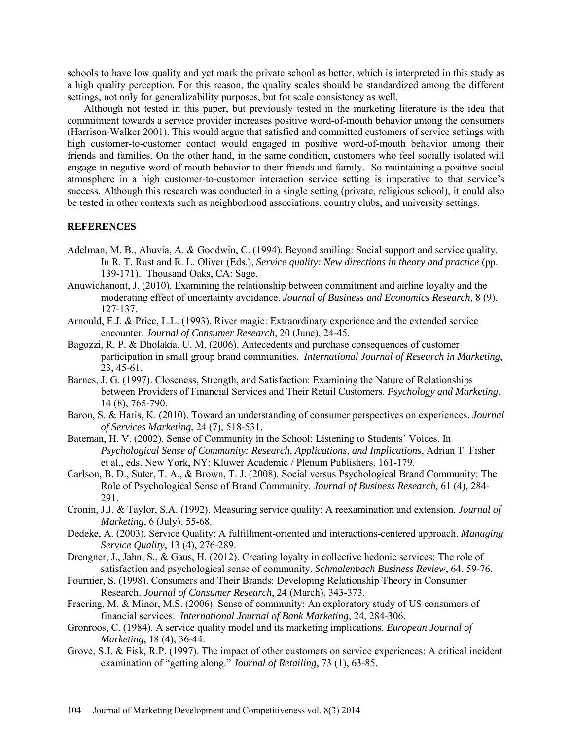schools to have low quality and yet mark the private school as better, which is interpreted in this study as a high quality perception. For this reason, the quality scales should be standardized among the different settings, not only for generalizability purposes, but for scale consistency as well.

Although not tested in this paper, but previously tested in the marketing literature is the idea that commitment towards a service provider increases positive word-of-mouth behavior among the consumers (Harrison-Walker 2001). This would argue that satisfied and committed customers of service settings with high customer-to-customer contact would engaged in positive word-of-mouth behavior among their friends and families. On the other hand, in the same condition, customers who feel socially isolated will engage in negative word of mouth behavior to their friends and family. So maintaining a positive social atmosphere in a high customer-to-customer interaction service setting is imperative to that service's success. Although this research was conducted in a single setting (private, religious school), it could also be tested in other contexts such as neighborhood associations, country clubs, and university settings.

## REFERENCES

Adelman, M. B., Ahuvia, A. & Goodwin, C. (1994). Beyond smiling: Social support and service quality. In R. T. Rust and R. L. Oliver (Eds.), *Service quality: New directions in theory and practice* (pp. 139-171). Thousand Oaks, CA: Sage.

Anuwichanont, J. (2010). Examining the relationship between commitment and airline loyalty and the moderating effect of uncertainty avoidance. *Journal of Business and Economics Research*, 8 (9), 127-137.

Arnould, E.J. & Price, L.L. (1993). River magic: Extraordinary experience and the extended service encounter. *Journal of Consumer Research*, 20 (June), 24-45.

Bagozzi, R. P. & Dholakia, U. M. (2006). Antecedents and purchase consequences of customer participation in small group brand communities. *International Journal of Research in Marketing*, 23, 45-61.

Barnes, J. G. (1997). Closeness, Strength, and Satisfaction: Examining the Nature of Relationships between Providers of Financial Services and Their Retail Customers. *Psychology and Marketing*, 14 (8), 765-790.

Baron, S. & Haris, K. (2010). Toward an understanding of consumer perspectives on experiences. *Journal of Services Marketing*, 24 (7), 518-531.

Bateman, H. V. (2002). Sense of Community in the School: Listening to Students' Voices. In *Psychological Sense of Community: Research, Applications, and Implications*, Adrian T. Fisher et al., eds. New York, NY: Kluwer Academic / Plenum Publishers, 161-179.

Carlson, B. D., Suter, T. A., & Brown, T. J. (2008). Social versus Psychological Brand Community: The Role of Psychological Sense of Brand Community. *Journal of Business Research*, 61 (4), 284-291.

Cronin, J.J. & Taylor, S.A. (1992). Measuring service quality: A reexamination and extension. *Journal of Marketing*, 6 (July), 55-68.

Dedeke, A. (2003). Service Quality: A fulfillment-oriented and interactions-centered approach. *Managing Service Quality*, 13 (4), 276-289.

Drengner, J., Jahn, S., & Gaus, H. (2012). Creating loyalty in collective hedonic services: The role of satisfaction and psychological sense of community. *Schmalenbach Business Review*, 64, 59-76.

Fournier, S. (1998). Consumers and Their Brands: Developing Relationship Theory in Consumer Research. *Journal of Consumer Research*, 24 (March), 343-373.

Fraering, M. & Minor, M.S. (2006). Sense of community: An exploratory study of US consumers of financial services. *International Journal of Bank Marketing*, 24, 284-306.

Gronroos, C. (1984). A service quality model and its marketing implications. *European Journal of Marketing*, 18 (4), 36-44.

Grove, S.J. & Fisk, R.P. (1997). The impact of other customers on service experiences: A critical incident examination of "getting along." *Journal of Retailing*, 73 (1), 63-85.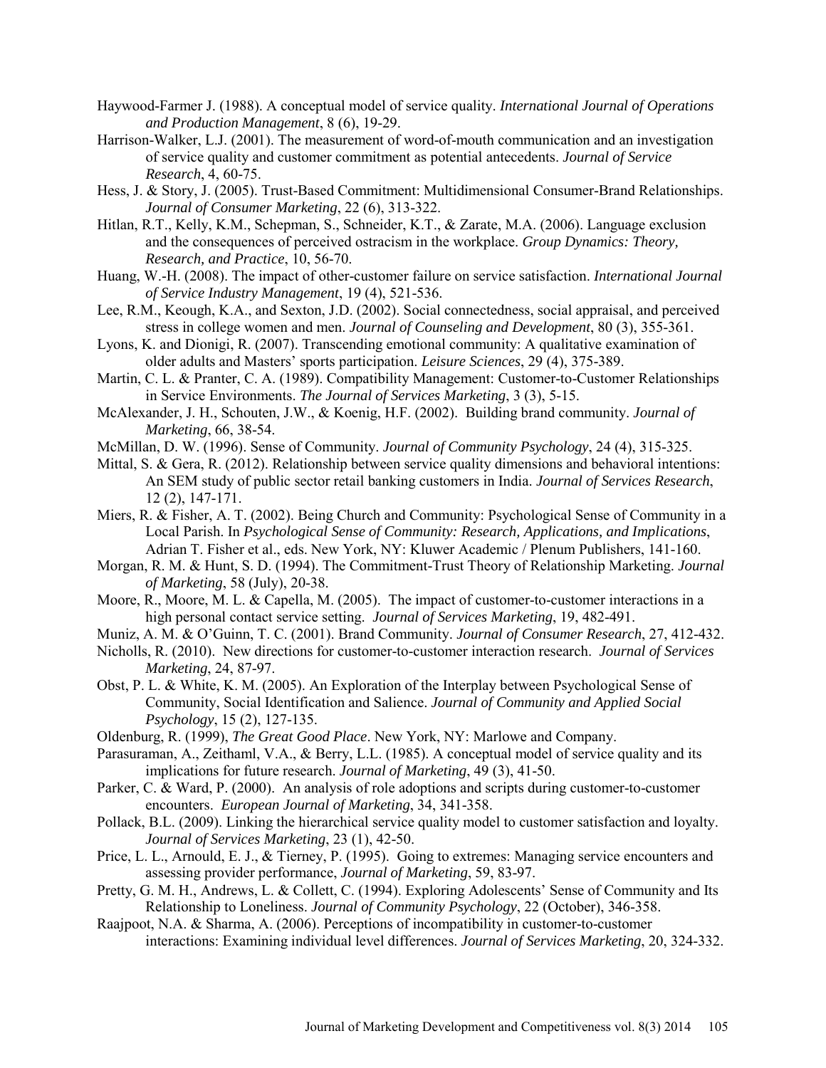Haywood-Farmer J. (1988). A conceptual model of service quality. *International Journal of Operations and Production Management*, 8 (6), 19-29.

Harrison-Walker, L.J. (2001). The measurement of word-of-mouth communication and an investigation of service quality and customer commitment as potential antecedents. *Journal of Service Research*, 4, 60-75.

Hess, J. & Story, J. (2005). Trust-Based Commitment: Multidimensional Consumer-Brand Relationships. *Journal of Consumer Marketing*, 22 (6), 313-322.

Hitlan, R.T., Kelly, K.M., Schepman, S., Schneider, K.T., & Zarate, M.A. (2006). Language exclusion and the consequences of perceived ostracism in the workplace. *Group Dynamics: Theory, Research, and Practice*, 10, 56-70.

Huang, W.-H. (2008). The impact of other-customer failure on service satisfaction. *International Journal of Service Industry Management*, 19 (4), 521-536.

Lee, R.M., Keough, K.A., and Sexton, J.D. (2002). Social connectedness, social appraisal, and perceived stress in college women and men. *Journal of Counseling and Development*, 80 (3), 355-361.

Lyons, K. and Dionigi, R. (2007). Transcending emotional community: A qualitative examination of older adults and Masters' sports participation. *Leisure Sciences*, 29 (4), 375-389.

Martin, C. L. & Pranter, C. A. (1989). Compatibility Management: Customer-to-Customer Relationships in Service Environments. *The Journal of Services Marketing*, 3 (3), 5-15.

McAlexander, J. H., Schouten, J.W., & Koenig, H.F. (2002). Building brand community. *Journal of Marketing*, 66, 38-54.

McMillan, D. W. (1996). Sense of Community. *Journal of Community Psychology*, 24 (4), 315-325.

Mittal, S. & Gera, R. (2012). Relationship between service quality dimensions and behavioral intentions: An SEM study of public sector retail banking customers in India. *Journal of Services Research*, 12 (2), 147-171.

Miers, R. & Fisher, A. T. (2002). Being Church and Community: Psychological Sense of Community in a Local Parish. In *Psychological Sense of Community: Research, Applications, and Implications*, Adrian T. Fisher et al., eds. New York, NY: Kluwer Academic / Plenum Publishers, 141-160.

Morgan, R. M. & Hunt, S. D. (1994). The Commitment-Trust Theory of Relationship Marketing. *Journal of Marketing*, 58 (July), 20-38.

Moore, R., Moore, M. L. & Capella, M. (2005). The impact of customer-to-customer interactions in a high personal contact service setting. *Journal of Services Marketing*, 19, 482-491.

Muniz, A. M. & O'Guinn, T. C. (2001). Brand Community. *Journal of Consumer Research*, 27, 412-432.

Nicholls, R. (2010). New directions for customer-to-customer interaction research. *Journal of Services Marketing*, 24, 87-97.

Obst, P. L. & White, K. M. (2005). An Exploration of the Interplay between Psychological Sense of Community, Social Identification and Salience. *Journal of Community and Applied Social Psychology*, 15 (2), 127-135.

Oldenburg, R. (1999), *The Great Good Place*. New York, NY: Marlowe and Company.

Parasuraman, A., Zeithaml, V.A., & Berry, L.L. (1985). A conceptual model of service quality and its implications for future research. *Journal of Marketing*, 49 (3), 41-50.

Parker, C. & Ward, P. (2000). An analysis of role adoptions and scripts during customer-to-customer encounters. *European Journal of Marketing*, 34, 341-358.

Pollack, B.L. (2009). Linking the hierarchical service quality model to customer satisfaction and loyalty. *Journal of Services Marketing*, 23 (1), 42-50.

Price, L. L., Arnould, E. J., & Tierney, P. (1995). Going to extremes: Managing service encounters and assessing provider performance, *Journal of Marketing*, 59, 83-97.

Pretty, G. M. H., Andrews, L. & Collett, C. (1994). Exploring Adolescents' Sense of Community and Its Relationship to Loneliness. *Journal of Community Psychology*, 22 (October), 346-358.

Raajpoot, N.A. & Sharma, A. (2006). Perceptions of incompatibility in customer-to-customer interactions: Examining individual level differences. *Journal of Services Marketing*, 20, 324-332.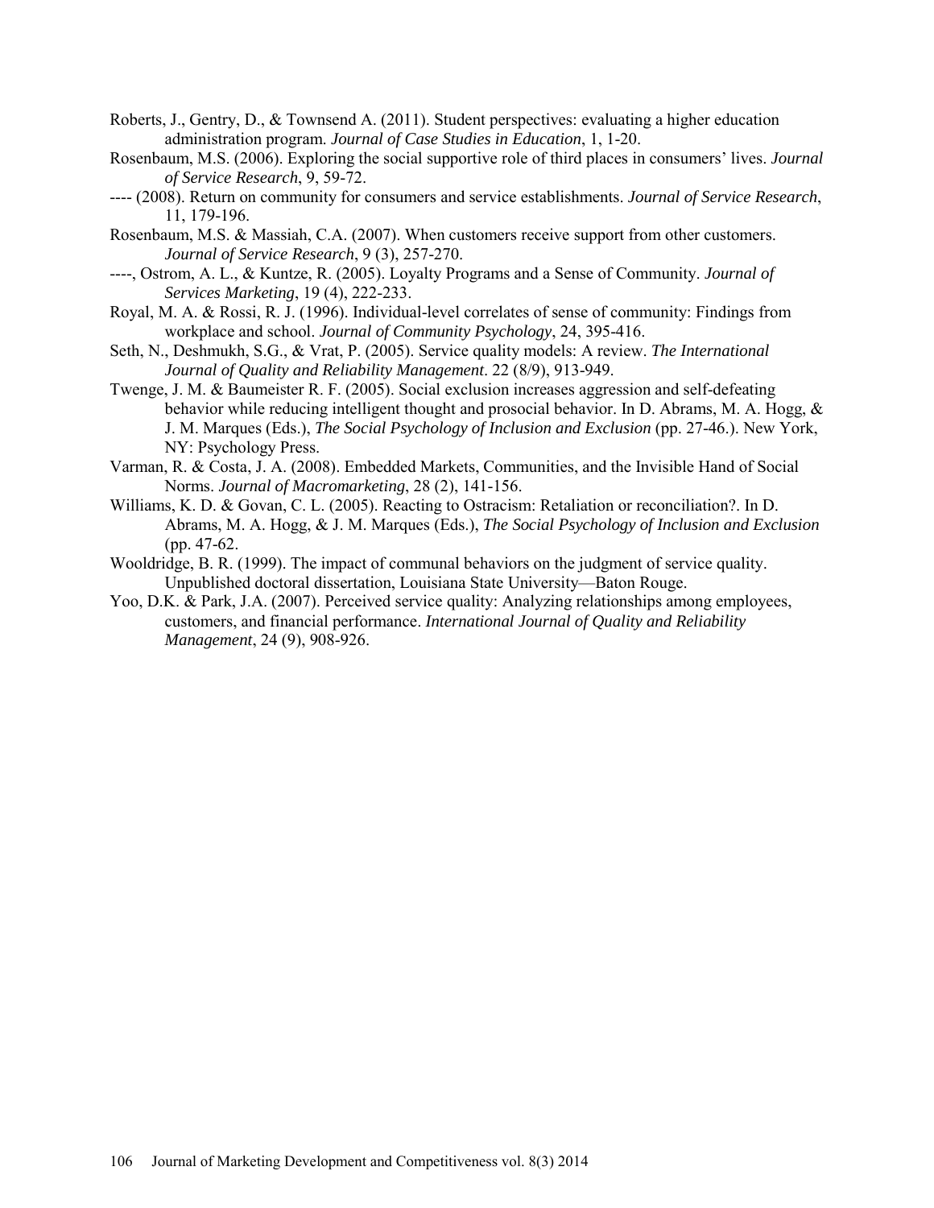Roberts, J., Gentry, D., & Townsend A. (2011). Student perspectives: evaluating a higher education administration program. *Journal of Case Studies in Education*, 1, 1-20.

Rosenbaum, M.S. (2006). Exploring the social supportive role of third places in consumers' lives. *Journal of Service Research*, 9, 59-72.

---- (2008). Return on community for consumers and service establishments. *Journal of Service Research*, 11, 179-196.

Rosenbaum, M.S. & Massiah, C.A. (2007). When customers receive support from other customers. *Journal of Service Research*, 9 (3), 257-270.

----, Ostrom, A. L., & Kuntze, R. (2005). Loyalty Programs and a Sense of Community. *Journal of Services Marketing*, 19 (4), 222-233.

Royal, M. A. & Rossi, R. J. (1996). Individual-level correlates of sense of community: Findings from workplace and school. *Journal of Community Psychology*, 24, 395-416.

Seth, N., Deshmukh, S.G., & Vrat, P. (2005). Service quality models: A review. *The International Journal of Quality and Reliability Management*. 22 (8/9), 913-949.

Twenge, J. M. & Baumeister R. F. (2005). Social exclusion increases aggression and self-defeating behavior while reducing intelligent thought and prosocial behavior. In D. Abrams, M. A. Hogg, & J. M. Marques (Eds.), *The Social Psychology of Inclusion and Exclusion* (pp. 27-46.). New York, NY: Psychology Press.

Varman, R. & Costa, J. A. (2008). Embedded Markets, Communities, and the Invisible Hand of Social Norms. *Journal of Macromarketing*, 28 (2), 141-156.

Williams, K. D. & Govan, C. L. (2005). Reacting to Ostracism: Retaliation or reconciliation?. In D. Abrams, M. A. Hogg, & J. M. Marques (Eds.), *The Social Psychology of Inclusion and Exclusion* (pp. 47-62.

Wooldridge, B. R. (1999). The impact of communal behaviors on the judgment of service quality. Unpublished doctoral dissertation, Louisiana State University—Baton Rouge.

Yoo, D.K. & Park, J.A. (2007). Perceived service quality: Analyzing relationships among employees, customers, and financial performance. *International Journal of Quality and Reliability Management*, 24 (9), 908-926.